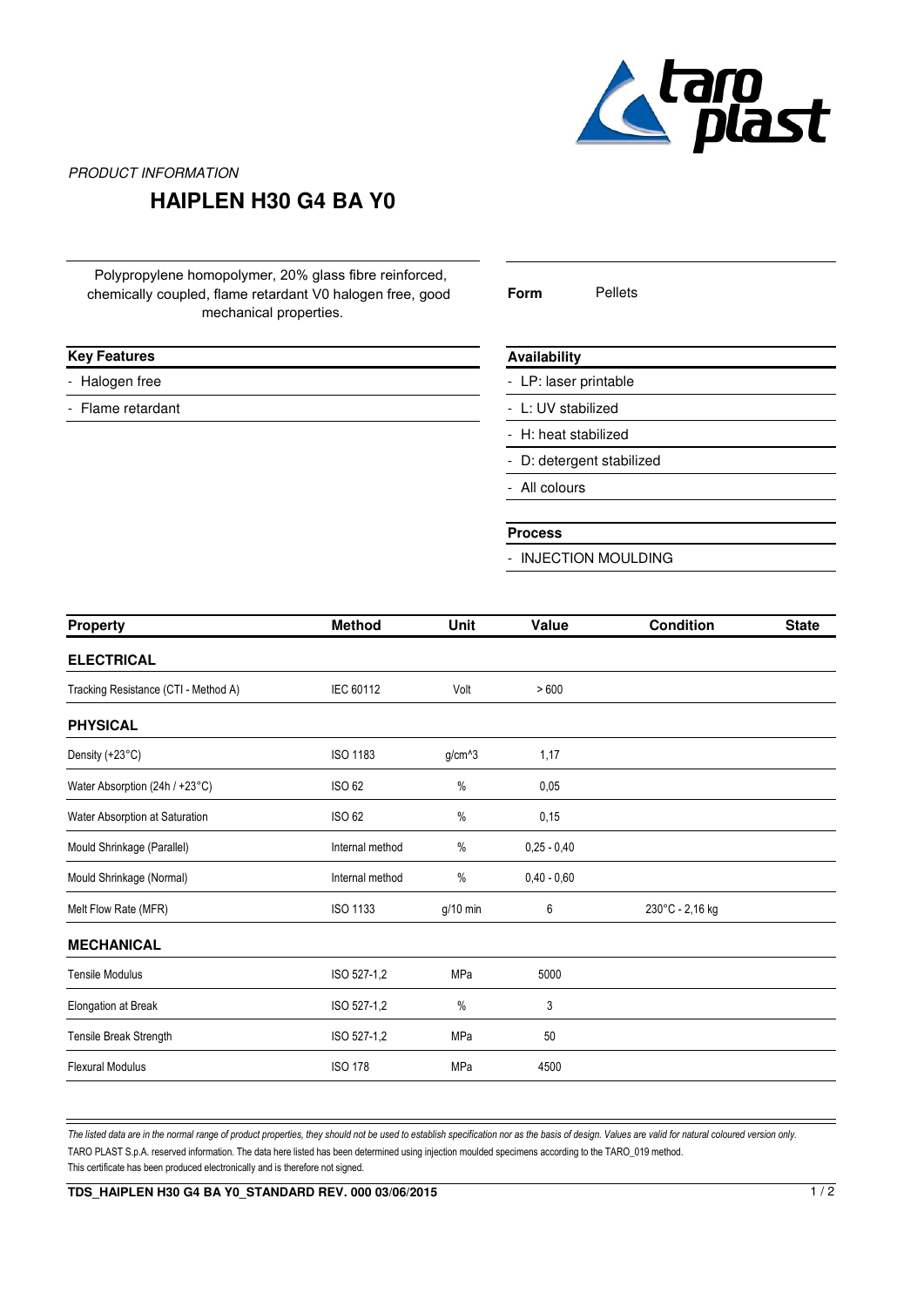*PRODUCT INFORMATION*

# HAIPLEN H30 G4 BA Y0

Polypropylene homopolymer, 20% glass fibre reinforced, chemically coupled, flame retardant V0 halogen free, good mechanical properties.

**Form** Pellets

**Key Features**

- Halogen free
- Flame retardant

**Availability**

- LP: laser printable
- L: UV stabilized
- H: heat stabilized
- D: detergent stabilized
- All colours

**Process**

- INJECTION MOULDING

| Property | Method | Unit | Value | Condition | State |
|---|---|---|---|---|---|
| **ELECTRICAL** | | | | | |
| Tracking Resistance (CTI - Method A) | IEC 60112 | Volt | > 600 | | |
| **PHYSICAL** | | | | | |
| Density (+23°C) | ISO 1183 | g/cm^3 | 1,17 | | |
| Water Absorption (24h / +23°C) | ISO 62 | % | 0,05 | | |
| Water Absorption at Saturation | ISO 62 | % | 0,15 | | |
| Mould Shrinkage (Parallel) | Internal method | % | 0,25 - 0,40 | | |
| Mould Shrinkage (Normal) | Internal method | % | 0,40 - 0,60 | | |
| Melt Flow Rate (MFR) | ISO 1133 | g/10 min | 6 | 230°C - 2,16 kg | |
| **MECHANICAL** | | | | | |
| Tensile Modulus | ISO 527-1,2 | MPa | 5000 | | |
| Elongation at Break | ISO 527-1,2 | % | 3 | | |
| Tensile Break Strength | ISO 527-1,2 | MPa | 50 | | |
| Flexural Modulus | ISO 178 | MPa | 4500 | | |

*The listed data are in the normal range of product properties, they should not be used to establish specification nor as the basis of design. Values are valid for natural coloured version only.*

TARO PLAST S.p.A. reserved information. The data here listed has been determined using injection moulded specimens according to the TARO_019 method.

This certificate has been produced electronically and is therefore not signed.

**TDS_HAIPLEN H30 G4 BA Y0_STANDARD REV. 000 03/06/2015**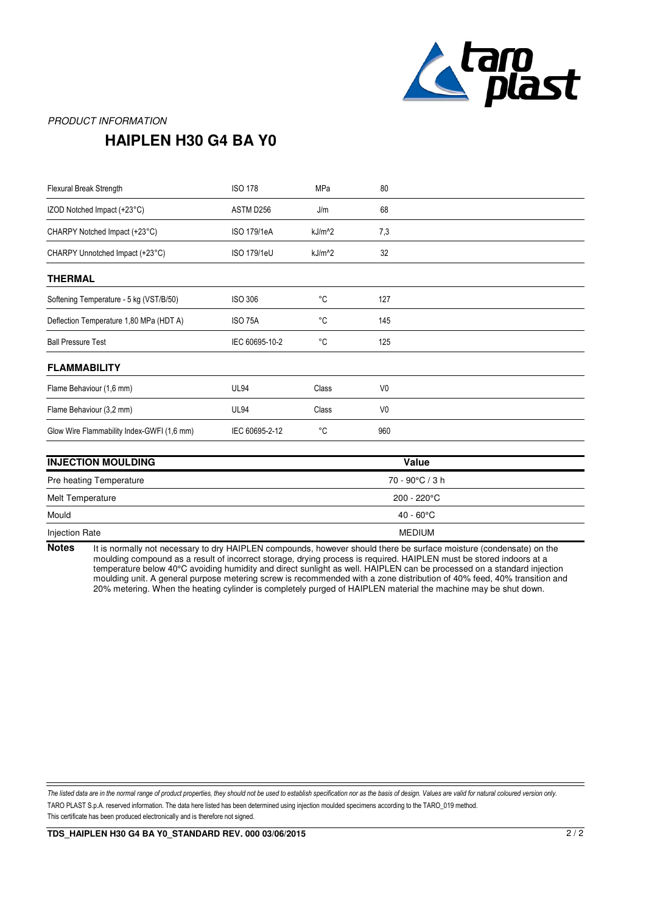*PRODUCT INFORMATION*

# HAIPLEN H30 G4 BA Y0

| | | | |
|---|---|---|---|
| Flexural Break Strength | ISO 178 | MPa | 80 |
| IZOD Notched Impact (+23°C) | ASTM D256 | J/m | 68 |
| CHARPY Notched Impact (+23°C) | ISO 179/1eA | kJ/m^2 | 7,3 |
| CHARPY Unnotched Impact (+23°C) | ISO 179/1eU | kJ/m^2 | 32 |
| **THERMAL** | | | |
| Softening Temperature - 5 kg (VST/B/50) | ISO 306 | °C | 127 |
| Deflection Temperature 1,80 MPa (HDT A) | ISO 75A | °C | 145 |
| Ball Pressure Test | IEC 60695-10-2 | °C | 125 |
| **FLAMMABILITY** | | | |
| Flame Behaviour (1,6 mm) | UL94 | Class | V0 |
| Flame Behaviour (3,2 mm) | UL94 | Class | V0 |
| Glow Wire Flammability Index-GWFI (1,6 mm) | IEC 60695-2-12 | °C | 960 |

| INJECTION MOULDING | Value |
|---|---|
| Pre heating Temperature | 70 - 90°C / 3 h |
| Melt Temperature | 200 - 220°C |
| Mould | 40 - 60°C |
| Injection Rate | MEDIUM |

**Notes** It is normally not necessary to dry HAIPLEN compounds, however should there be surface moisture (condensate) on the moulding compound as a result of incorrect storage, drying process is required. HAIPLEN must be stored indoors at a temperature below 40°C avoiding humidity and direct sunlight as well. HAIPLEN can be processed on a standard injection moulding unit. A general purpose metering screw is recommended with a zone distribution of 40% feed, 40% transition and 20% metering. When the heating cylinder is completely purged of HAIPLEN material the machine may be shut down.

*The listed data are in the normal range of product properties, they should not be used to establish specification nor as the basis of design. Values are valid for natural coloured version only.*

TARO PLAST S.p.A. reserved information. The data here listed has been determined using injection moulded specimens according to the TARO_019 method.

This certificate has been produced electronically and is therefore not signed.

**TDS_HAIPLEN H30 G4 BA Y0_STANDARD REV. 000 03/06/2015**